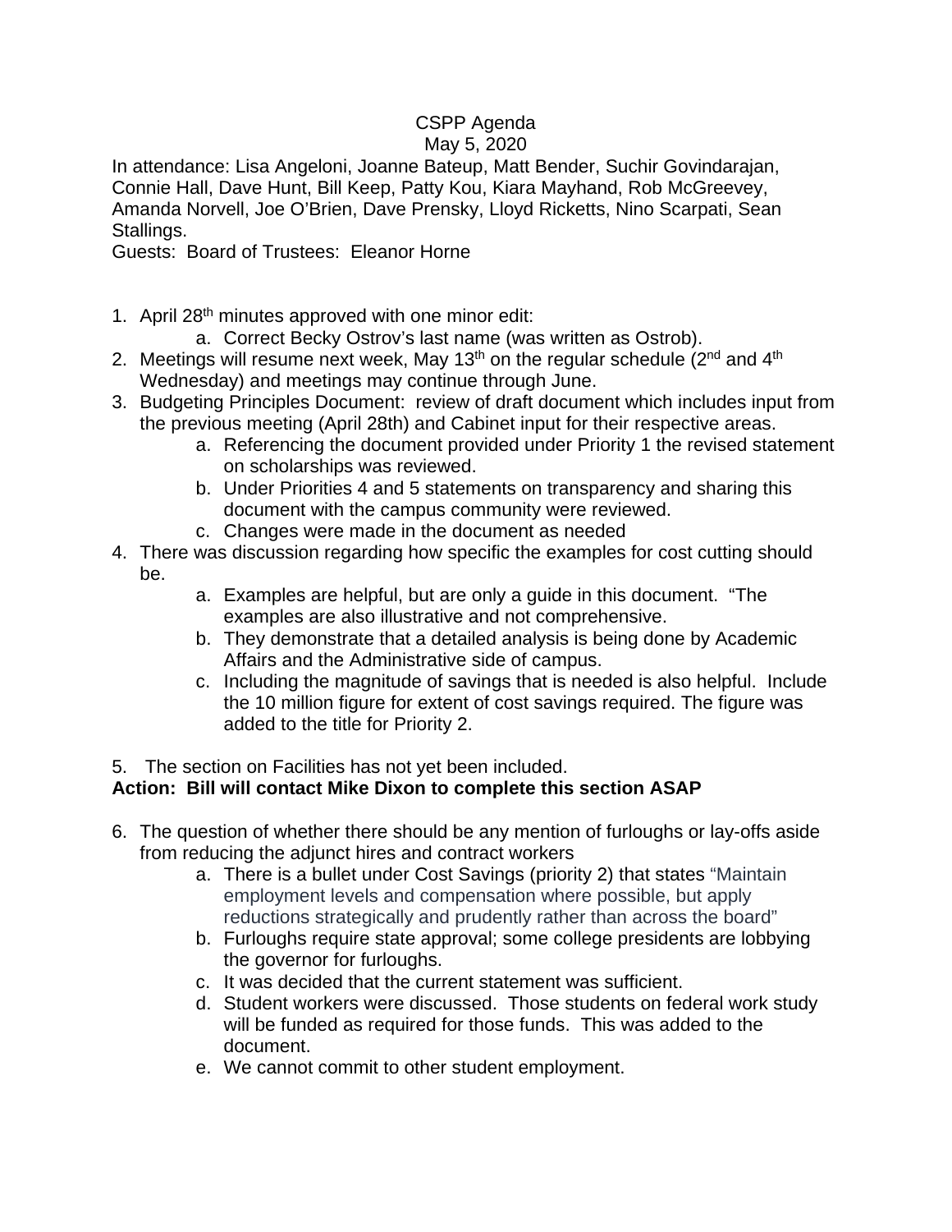CSPP Agenda

May 5, 2020

In attendance: Lisa Angeloni, Joanne Bateup, Matt Bender, Suchir Govindarajan, Connie Hall, Dave Hunt, Bill Keep, Patty Kou, Kiara Mayhand, Rob McGreevey, Amanda Norvell, Joe O'Brien, Dave Prensky, Lloyd Ricketts, Nino Scarpati, Sean Stallings.

Guests: Board of Trustees: Eleanor Horne

1. April 28th minutes approved with one minor edit:
    a. Correct Becky Ostrov's last name (was written as Ostrob).
2. Meetings will resume next week, May 13th on the regular schedule (2nd and 4th Wednesday) and meetings may continue through June.
3. Budgeting Principles Document: review of draft document which includes input from the previous meeting (April 28th) and Cabinet input for their respective areas.
    a. Referencing the document provided under Priority 1 the revised statement on scholarships was reviewed.
    b. Under Priorities 4 and 5 statements on transparency and sharing this document with the campus community were reviewed.
    c. Changes were made in the document as needed
4. There was discussion regarding how specific the examples for cost cutting should be.
    a. Examples are helpful, but are only a guide in this document. "The examples are also illustrative and not comprehensive.
    b. They demonstrate that a detailed analysis is being done by Academic Affairs and the Administrative side of campus.
    c. Including the magnitude of savings that is needed is also helpful. Include the 10 million figure for extent of cost savings required. The figure was added to the title for Priority 2.

5. The section on Facilities has not yet been included.

**Action: Bill will contact Mike Dixon to complete this section ASAP**

6. The question of whether there should be any mention of furloughs or lay-offs aside from reducing the adjunct hires and contract workers
    a. There is a bullet under Cost Savings (priority 2) that states "Maintain employment levels and compensation where possible, but apply reductions strategically and prudently rather than across the board"
    b. Furloughs require state approval; some college presidents are lobbying the governor for furloughs.
    c. It was decided that the current statement was sufficient.
    d. Student workers were discussed. Those students on federal work study will be funded as required for those funds. This was added to the document.
    e. We cannot commit to other student employment.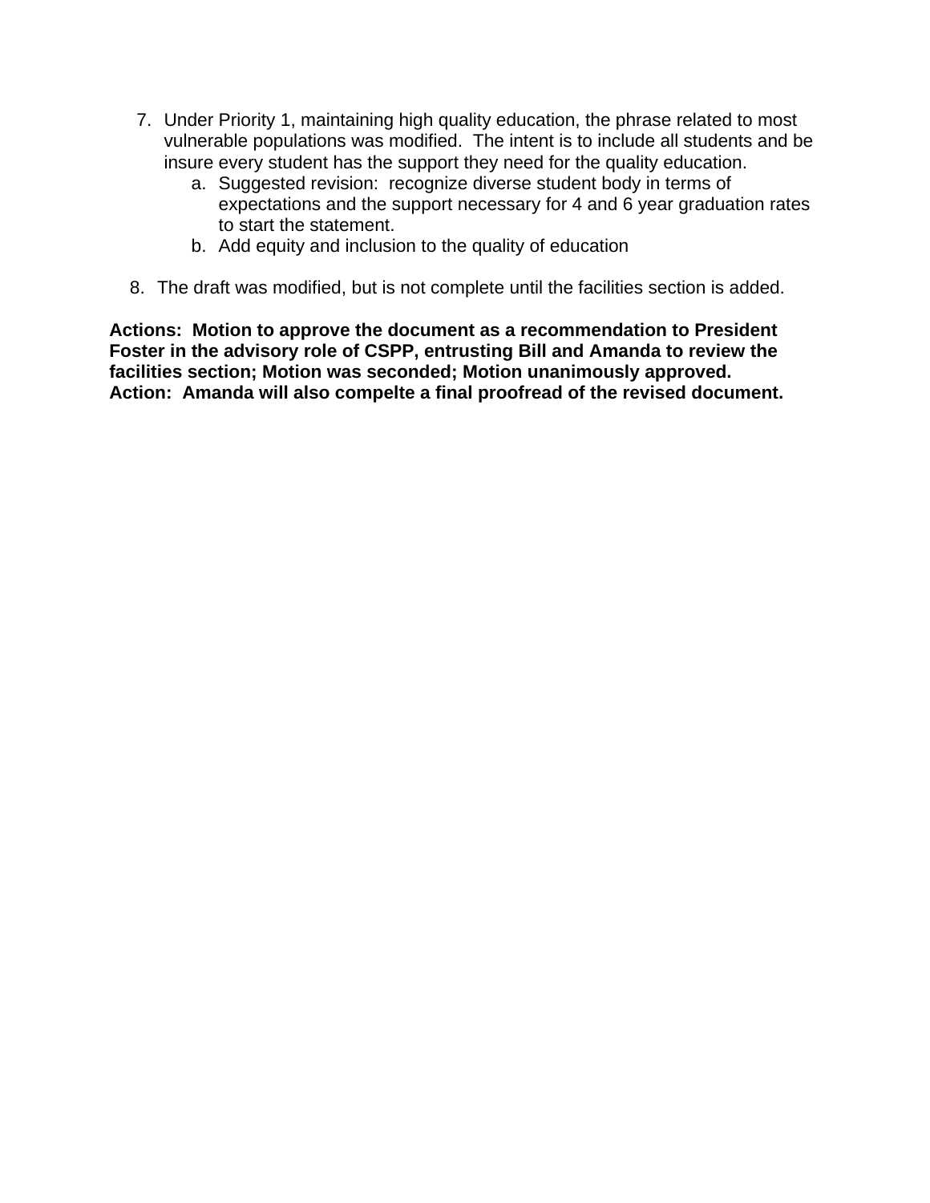7. Under Priority 1, maintaining high quality education, the phrase related to most vulnerable populations was modified. The intent is to include all students and be insure every student has the support they need for the quality education.
    a. Suggested revision: recognize diverse student body in terms of expectations and the support necessary for 4 and 6 year graduation rates to start the statement.
    b. Add equity and inclusion to the quality of education

8. The draft was modified, but is not complete until the facilities section is added.

**Actions: Motion to approve the document as a recommendation to President Foster in the advisory role of CSPP, entrusting Bill and Amanda to review the facilities section; Motion was seconded; Motion unanimously approved.**
**Action: Amanda will also compelte a final proofread of the revised document.**